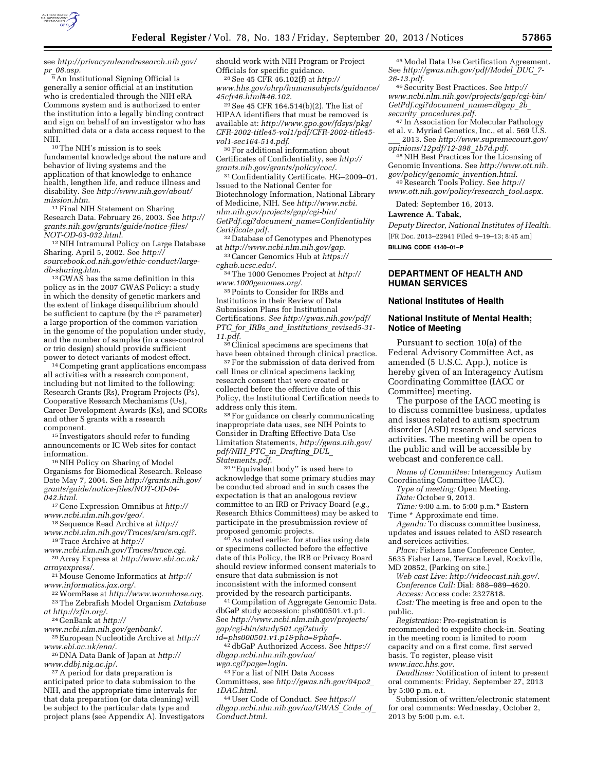see *http://privacyruleandresearch.nih.gov/pr_08.asp*.

[9] An Institutional Signing Official is generally a senior official at an institution who is credentialed through the NIH eRA Commons system and is authorized to enter the institution into a legally binding contract and sign on behalf of an investigator who has submitted data or a data access request to the NIH.

[10] The NIH's mission is to seek fundamental knowledge about the nature and behavior of living systems and the application of that knowledge to enhance health, lengthen life, and reduce illness and disability. See *http://www.nih.gov/about/mission.htm*.

[11] Final NIH Statement on Sharing Research Data. February 26, 2003. See *http://grants.nih.gov/grants/guide/notice-files/NOT-OD-03-032.html*.

[12] NIH Intramural Policy on Large Database Sharing. April 5, 2002. See *http://sourcebook.od.nih.gov/ethic-conduct/large-db-sharing.htm*.

[13] GWAS has the same definition in this policy as in the 2007 GWAS Policy: a study in which the density of genetic markers and the extent of linkage disequilibrium should be sufficient to capture (by the $r^2$ parameter) a large proportion of the common variation in the genome of the population under study, and the number of samples (in a case-control or trio design) should provide sufficient power to detect variants of modest effect.

[14] Competing grant applications encompass all activities with a research component, including but not limited to the following: Research Grants (Rs), Program Projects (Ps), Cooperative Research Mechanisms (Us), Career Development Awards (Ks), and SCORs and other S grants with a research component.

[15] Investigators should refer to funding announcements or IC Web sites for contact information.

[16] NIH Policy on Sharing of Model Organisms for Biomedical Research. Release Date May 7, 2004. See *http://grants.nih.gov/grants/guide/notice-files/NOT-OD-04-042.html*.

[17] Gene Expression Omnibus at *http://www.ncbi.nlm.nih.gov/geo/*.

[18] Sequence Read Archive at *http://www.ncbi.nlm.nih.gov/Traces/sra/sra.cgi?*.

[19] Trace Archive at *http://www.ncbi.nlm.nih.gov/Traces/trace.cgi*.

[20] Array Express at *http://www.ebi.ac.uk/arrayexpress/*.

[21] Mouse Genome Informatics at *http://www.informatics.jax.org/*.

[22] WormBase at *http://www.wormbase.org*.

[23] The Zebrafish Model Organism *Database at http://zfin.org/*.

[24] GenBank at *http://www.ncbi.nlm.nih.gov/genbank/*.

[25] European Nucleotide Archive at *http://www.ebi.ac.uk/ena/*.

[26] DNA Data Bank of Japan at *http://www.ddbj.nig.ac.jp/*.

[27] A period for data preparation is anticipated prior to data submission to the NIH, and the appropriate time intervals for that data preparation (or data cleaning) will be subject to the particular data type and project plans (see Appendix A). Investigators should work with NIH Program or Project Officials for specific guidance.

[28] See 45 CFR 46.102(f) at *http://www.hhs.gov/ohrp/humansubjects/guidance/45cfr46.html#46.102*.

[29] See 45 CFR 164.514(b)(2). The list of HIPAA identifiers that must be removed is available at: *http://www.gpo.gov/fdsys/pkg/CFR-2002-title45-vol1/pdf/CFR-2002-title45-vol1-sec164-514.pdf*.

[30] For additional information about Certificates of Confidentiality, see *http://grants.nih.gov/grants/policy/coc/*.

[31] Confidentiality Certificate. HG–2009–01. Issued to the National Center for Biotechnology Information, National Library of Medicine, NIH. See *http://www.ncbi.nlm.nih.gov/projects/gap/cgi-bin/GetPdf.cgi?document_name=ConfidentialityCertificate.pdf*.

[32] Database of Genotypes and Phenotypes at *http://www.ncbi.nlm.nih.gov/gap*.

[33] Cancer Genomics Hub at *https://cghub.ucsc.edu/*.

[34] The 1000 Genomes Project at *http://www.1000genomes.org/*.

[35] Points to Consider for IRBs and Institutions in their Review of Data Submission Plans for Institutional Certifications. *See http://gwas.nih.gov/pdf/PTC_for_IRBs_and_Institutions_revised5-31-11.pdf*.

[36] Clinical specimens are specimens that have been obtained through clinical practice.

[37] For the submission of data derived from cell lines or clinical specimens lacking research consent that were created or collected before the effective date of this Policy, the Institutional Certification needs to address only this item.

[38] For guidance on clearly communicating inappropriate data uses, see NIH Points to Consider in Drafting Effective Data Use Limitation Statements, *http://gwas.nih.gov/pdf/NIH_PTC_in_Drafting_DUL_Statements.pdf*.

[39] "Equivalent body" is used here to acknowledge that some primary studies may be conducted abroad and in such cases the expectation is that an analogous review committee to an IRB or Privacy Board (*e.g.,* Research Ethics Committees) may be asked to participate in the presubmission review of proposed genomic projects.

[40] As noted earlier, for studies using data or specimens collected before the effective date of this Policy, the IRB or Privacy Board should review informed consent materials to ensure that data submission is not inconsistent with the informed consent provided by the research participants.

[41] Compilation of Aggregate Genomic Data. dbGaP study accession: phs000501.v1.p1. See *http://www.ncbi.nlm.nih.gov/projects/gap/cgi-bin/study501.cgi?study_id=phs000501.v1.p1&pha=&phaf=*.

[42] dbGaP Authorized Access. See *https://dbgap.ncbi.nlm.nih.gov/aa/wga.cgi?page=login*.

[43] For a list of NIH Data Access Committees, see *http://gwas.nih.gov/04po2_1DAC.html*.

[44] User Code of Conduct. *See https://dbgap.ncbi.nlm.nih.gov/aa/GWAS_Code_of_Conduct.html*.

[45] Model Data Use Certification Agreement. See *http://gwas.nih.gov/pdf/Model_DUC_7-26-13.pdf*.

[46] Security Best Practices. See *http://www.ncbi.nlm.nih.gov/projects/gap/cgi-bin/GetPdf.cgi?document_name=dbgap_2b_security_procedures.pdf*.

[47] In Association for Molecular Pathology et al. v. Myriad Genetics, Inc., et al. 569 U.S. ___ 2013. See *http://www.supremecourt.gov/opinions/12pdf/12-398_1b7d.pdf*.

[48] NIH Best Practices for the Licensing of Genomic Inventions. See *http://www.ott.nih.gov/policy/genomic_invention.html*.

[49] Research Tools Policy. See *http://www.ott.nih.gov/policy/research_tool.aspx*.

Dated: September 16, 2013.

**Lawrence A. Tabak,**

*Deputy Director, National Institutes of Health.*

[FR Doc. 2013–22941 Filed 9–19–13; 8:45 am]

**BILLING CODE 4140–01–P**

---

## DEPARTMENT OF HEALTH AND HUMAN SERVICES

### National Institutes of Health

### National Institute of Mental Health; Notice of Meeting

Pursuant to section 10(a) of the Federal Advisory Committee Act, as amended (5 U.S.C. App.), notice is hereby given of an Interagency Autism Coordinating Committee (IACC or Committee) meeting.

The purpose of the IACC meeting is to discuss committee business, updates and issues related to autism spectrum disorder (ASD) research and services activities. The meeting will be open to the public and will be accessible by webcast and conference call.

*Name of Committee:* Interagency Autism Coordinating Committee (IACC).

*Type of meeting:* Open Meeting.

*Date:* October 9, 2013.

*Time:* 9:00 a.m. to 5:00 p.m.* Eastern Time * Approximate end time.

*Agenda:* To discuss committee business, updates and issues related to ASD research and services activities.

*Place:* Fishers Lane Conference Center, 5635 Fisher Lane, Terrace Level, Rockville, MD 20852, (Parking on site.)

*Web cast Live: http://videocast.nih.gov/.*

*Conference Call:* Dial: 888–989–4620.

*Access:* Access code: 2327818.

*Cost:* The meeting is free and open to the public.

*Registration:* Pre-registration is recommended to expedite check-in. Seating in the meeting room is limited to room capacity and on a first come, first served basis. To register, please visit *www.iacc.hhs.gov*.

*Deadlines:* Notification of intent to present oral comments: Friday, September 27, 2013 by 5:00 p.m. e.t.

Submission of written/electronic statement for oral comments: Wednesday, October 2, 2013 by 5:00 p.m. e.t.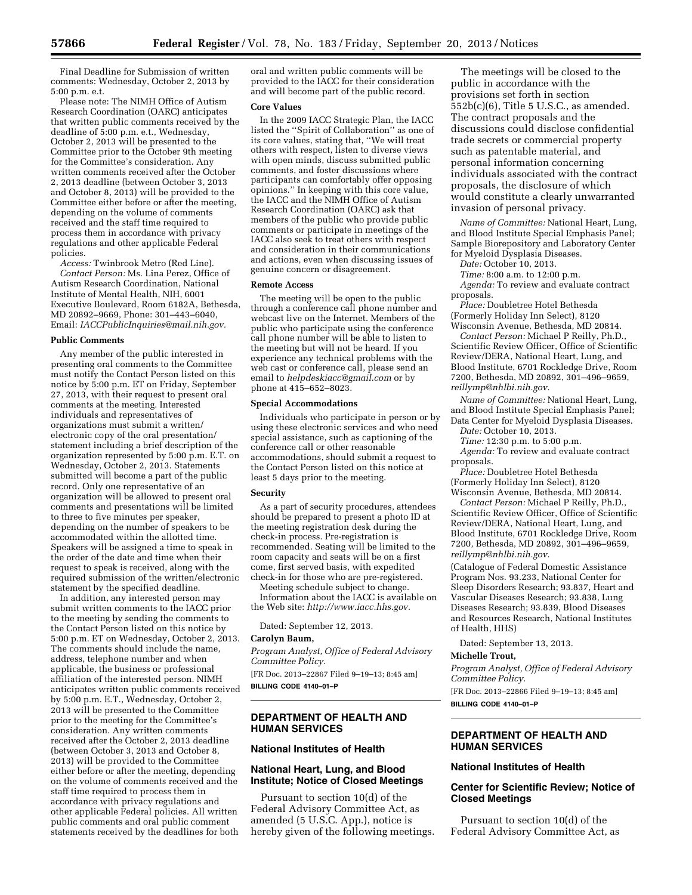Final Deadline for Submission of written comments: Wednesday, October 2, 2013 by 5:00 p.m. e.t.

Please note: The NIMH Office of Autism Research Coordination (OARC) anticipates that written public comments received by the deadline of 5:00 p.m. e.t., Wednesday, October 2, 2013 will be presented to the Committee prior to the October 9th meeting for the Committee's consideration. Any written comments received after the October 2, 2013 deadline (between October 3, 2013 and October 8, 2013) will be provided to the Committee either before or after the meeting, depending on the volume of comments received and the staff time required to process them in accordance with privacy regulations and other applicable Federal policies.

*Access:* Twinbrook Metro (Red Line).

*Contact Person:* Ms. Lina Perez, Office of Autism Research Coordination, National Institute of Mental Health, NIH, 6001 Executive Boulevard, Room 6182A, Bethesda, MD 20892–9669, Phone: 301–443–6040, Email: *IACCPublicInquiries@mail.nih.gov.*

**Public Comments**

Any member of the public interested in presenting oral comments to the Committee must notify the Contact Person listed on this notice by 5:00 p.m. ET on Friday, September 27, 2013, with their request to present oral comments at the meeting. Interested individuals and representatives of organizations must submit a written/electronic copy of the oral presentation/statement including a brief description of the organization represented by 5:00 p.m. E.T. on Wednesday, October 2, 2013. Statements submitted will become a part of the public record. Only one representative of an organization will be allowed to present oral comments and presentations will be limited to three to five minutes per speaker, depending on the number of speakers to be accommodated within the allotted time. Speakers will be assigned a time to speak in the order of the date and time when their request to speak is received, along with the required submission of the written/electronic statement by the specified deadline.

In addition, any interested person may submit written comments to the IACC prior to the meeting by sending the comments to the Contact Person listed on this notice by 5:00 p.m. ET on Wednesday, October 2, 2013. The comments should include the name, address, telephone number and when applicable, the business or professional affiliation of the interested person. NIMH anticipates written public comments received by 5:00 p.m. E.T., Wednesday, October 2, 2013 will be presented to the Committee prior to the meeting for the Committee's consideration. Any written comments received after the October 2, 2013 deadline (between October 3, 2013 and October 8, 2013) will be provided to the Committee either before or after the meeting, depending on the volume of comments received and the staff time required to process them in accordance with privacy regulations and other applicable Federal policies. All written public comments and oral public comment statements received by the deadlines for both oral and written public comments will be provided to the IACC for their consideration and will become part of the public record.

**Core Values**

In the 2009 IACC Strategic Plan, the IACC listed the ''Spirit of Collaboration'' as one of its core values, stating that, ''We will treat others with respect, listen to diverse views with open minds, discuss submitted public comments, and foster discussions where participants can comfortably offer opposing opinions.'' In keeping with this core value, the IACC and the NIMH Office of Autism Research Coordination (OARC) ask that members of the public who provide public comments or participate in meetings of the IACC also seek to treat others with respect and consideration in their communications and actions, even when discussing issues of genuine concern or disagreement.

**Remote Access**

The meeting will be open to the public through a conference call phone number and webcast live on the Internet. Members of the public who participate using the conference call phone number will be able to listen to the meeting but will not be heard. If you experience any technical problems with the web cast or conference call, please send an email to *helpdeskiacc@gmail.com* or by phone at 415–652–8023.

**Special Accommodations**

Individuals who participate in person or by using these electronic services and who need special assistance, such as captioning of the conference call or other reasonable accommodations, should submit a request to the Contact Person listed on this notice at least 5 days prior to the meeting.

**Security**

As a part of security procedures, attendees should be prepared to present a photo ID at the meeting registration desk during the check-in process. Pre-registration is recommended. Seating will be limited to the room capacity and seats will be on a first come, first served basis, with expedited check-in for those who are pre-registered.

Meeting schedule subject to change.

Information about the IACC is available on the Web site: *http://www.iacc.hhs.gov.*

Dated: September 12, 2013.

**Carolyn Baum,**

*Program Analyst, Office of Federal Advisory Committee Policy.*

[FR Doc. 2013–22867 Filed 9–19–13; 8:45 am]

**BILLING CODE 4140–01–P**

## DEPARTMENT OF HEALTH AND HUMAN SERVICES

### National Institutes of Health

### National Heart, Lung, and Blood Institute; Notice of Closed Meetings

Pursuant to section 10(d) of the Federal Advisory Committee Act, as amended (5 U.S.C. App.), notice is hereby given of the following meetings.

The meetings will be closed to the public in accordance with the provisions set forth in section 552b(c)(6), Title 5 U.S.C., as amended. The contract proposals and the discussions could disclose confidential trade secrets or commercial property such as patentable material, and personal information concerning individuals associated with the contract proposals, the disclosure of which would constitute a clearly unwarranted invasion of personal privacy.

*Name of Committee:* National Heart, Lung, and Blood Institute Special Emphasis Panel; Sample Biorepository and Laboratory Center for Myeloid Dysplasia Diseases.

*Date:* October 10, 2013.

*Time:* 8:00 a.m. to 12:00 p.m.

*Agenda:* To review and evaluate contract proposals.

*Place:* Doubletree Hotel Bethesda (Formerly Holiday Inn Select), 8120 Wisconsin Avenue, Bethesda, MD 20814.

*Contact Person:* Michael P Reilly, Ph.D., Scientific Review Officer, Office of Scientific Review/DERA, National Heart, Lung, and Blood Institute, 6701 Rockledge Drive, Room 7200, Bethesda, MD 20892, 301–496–9659, *reillymp@nhlbi.nih.gov.*

*Name of Committee:* National Heart, Lung, and Blood Institute Special Emphasis Panel; Data Center for Myeloid Dysplasia Diseases.

*Date:* October 10, 2013.

*Time:* 12:30 p.m. to 5:00 p.m.

*Agenda:* To review and evaluate contract proposals.

*Place:* Doubletree Hotel Bethesda (Formerly Holiday Inn Select), 8120 Wisconsin Avenue, Bethesda, MD 20814.

*Contact Person:* Michael P Reilly, Ph.D., Scientific Review Officer, Office of Scientific Review/DERA, National Heart, Lung, and Blood Institute, 6701 Rockledge Drive, Room 7200, Bethesda, MD 20892, 301–496–9659, *reillymp@nhlbi.nih.gov.*

(Catalogue of Federal Domestic Assistance Program Nos. 93.233, National Center for Sleep Disorders Research; 93.837, Heart and Vascular Diseases Research; 93.838, Lung Diseases Research; 93.839, Blood Diseases and Resources Research, National Institutes of Health, HHS)

Dated: September 13, 2013.

**Michelle Trout,**

*Program Analyst, Office of Federal Advisory Committee Policy.*

[FR Doc. 2013–22866 Filed 9–19–13; 8:45 am]

**BILLING CODE 4140–01–P**

## DEPARTMENT OF HEALTH AND HUMAN SERVICES

### National Institutes of Health

### Center for Scientific Review; Notice of Closed Meetings

Pursuant to section 10(d) of the Federal Advisory Committee Act, as